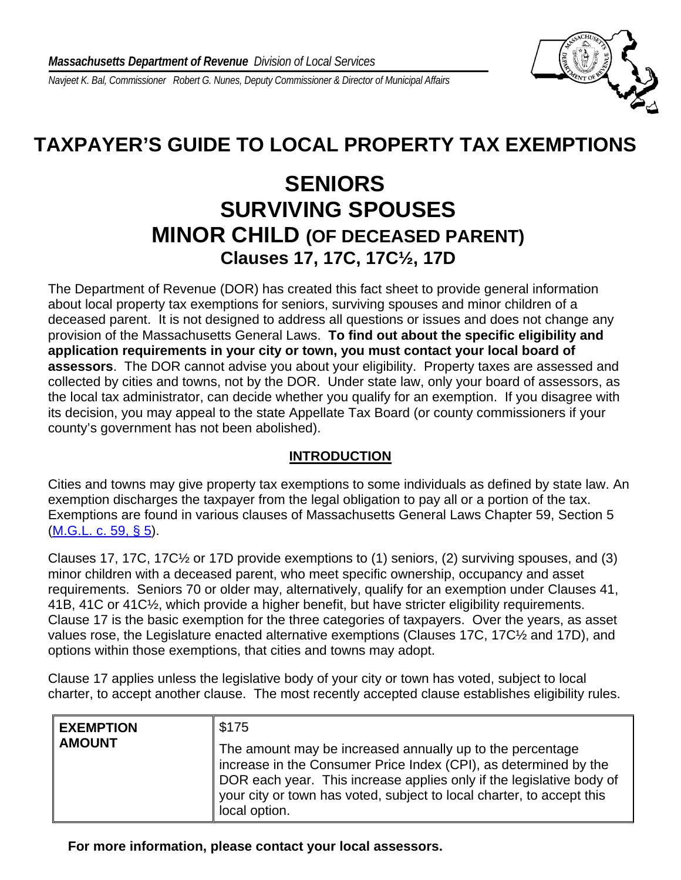*Massachusetts Department of Revenue Division of Local Services*

*Navjeet K. Bal, Commissioner Robert G. Nunes, Deputy Commissioner & Director of Municipal Affairs*

# TAXPAYER'S GUIDE TO LOCAL PROPERTY TAX EXEMPTIONS

# SENIORS
# SURVIVING SPOUSES
# MINOR CHILD (OF DECEASED PARENT)
## Clauses 17, 17C, 17C½, 17D

The Department of Revenue (DOR) has created this fact sheet to provide general information about local property tax exemptions for seniors, surviving spouses and minor children of a deceased parent. It is not designed to address all questions or issues and does not change any provision of the Massachusetts General Laws. **To find out about the specific eligibility and application requirements in your city or town, you must contact your local board of assessors**. The DOR cannot advise you about your eligibility. Property taxes are assessed and collected by cities and towns, not by the DOR. Under state law, only your board of assessors, as the local tax administrator, can decide whether you qualify for an exemption. If you disagree with its decision, you may appeal to the state Appellate Tax Board (or county commissioners if your county's government has not been abolished).

## INTRODUCTION

Cities and towns may give property tax exemptions to some individuals as defined by state law. An exemption discharges the taxpayer from the legal obligation to pay all or a portion of the tax. Exemptions are found in various clauses of Massachusetts General Laws Chapter 59, Section 5 (M.G.L. c. 59, § 5).

Clauses 17, 17C, 17C½ or 17D provide exemptions to (1) seniors, (2) surviving spouses, and (3) minor children with a deceased parent, who meet specific ownership, occupancy and asset requirements. Seniors 70 or older may, alternatively, qualify for an exemption under Clauses 41, 41B, 41C or 41C½, which provide a higher benefit, but have stricter eligibility requirements. Clause 17 is the basic exemption for the three categories of taxpayers. Over the years, as asset values rose, the Legislature enacted alternative exemptions (Clauses 17C, 17C½ and 17D), and options within those exemptions, that cities and towns may adopt.

Clause 17 applies unless the legislative body of your city or town has voted, subject to local charter, to accept another clause. The most recently accepted clause establishes eligibility rules.

| | |
|---|---|
| **EXEMPTION AMOUNT** | $175<br><br>The amount may be increased annually up to the percentage increase in the Consumer Price Index (CPI), as determined by the DOR each year. This increase applies only if the legislative body of your city or town has voted, subject to local charter, to accept this local option. |

**For more information, please contact your local assessors.**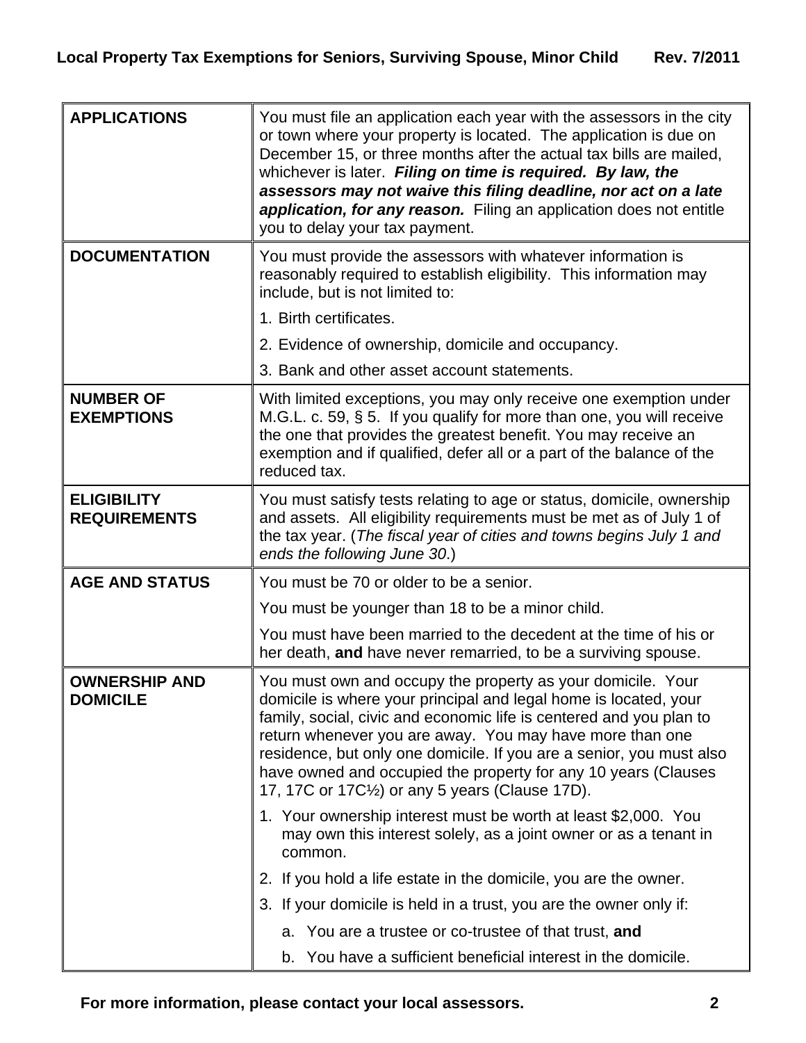| | |
|---|---|
| **APPLICATIONS** | You must file an application each year with the assessors in the city or town where your property is located. The application is due on December 15, or three months after the actual tax bills are mailed, whichever is later. ***Filing on time is required. By law, the assessors may not waive this filing deadline, nor act on a late application, for any reason.*** Filing an application does not entitle you to delay your tax payment. |
| **DOCUMENTATION** | You must provide the assessors with whatever information is reasonably required to establish eligibility. This information may include, but is not limited to:<br><br>1. Birth certificates.<br><br>2. Evidence of ownership, domicile and occupancy.<br><br>3. Bank and other asset account statements. |
| **NUMBER OF EXEMPTIONS** | With limited exceptions, you may only receive one exemption under M.G.L. c. 59, § 5. If you qualify for more than one, you will receive the one that provides the greatest benefit. You may receive an exemption and if qualified, defer all or a part of the balance of the reduced tax. |
| **ELIGIBILITY REQUIREMENTS** | You must satisfy tests relating to age or status, domicile, ownership and assets. All eligibility requirements must be met as of July 1 of the tax year. (*The fiscal year of cities and towns begins July 1 and ends the following June 30*.) |
| **AGE AND STATUS** | You must be 70 or older to be a senior.<br><br>You must be younger than 18 to be a minor child.<br><br>You must have been married to the decedent at the time of his or her death, **and** have never remarried, to be a surviving spouse. |
| **OWNERSHIP AND DOMICILE** | You must own and occupy the property as your domicile. Your domicile is where your principal and legal home is located, your family, social, civic and economic life is centered and you plan to return whenever you are away. You may have more than one residence, but only one domicile. If you are a senior, you must also have owned and occupied the property for any 10 years (Clauses 17, 17C or 17C½) or any 5 years (Clause 17D).<br><br>1. Your ownership interest must be worth at least $2,000. You may own this interest solely, as a joint owner or as a tenant in common.<br><br>2. If you hold a life estate in the domicile, you are the owner.<br><br>3. If your domicile is held in a trust, you are the owner only if:<br><br>a. You are a trustee or co-trustee of that trust, **and**<br><br>b. You have a sufficient beneficial interest in the domicile. |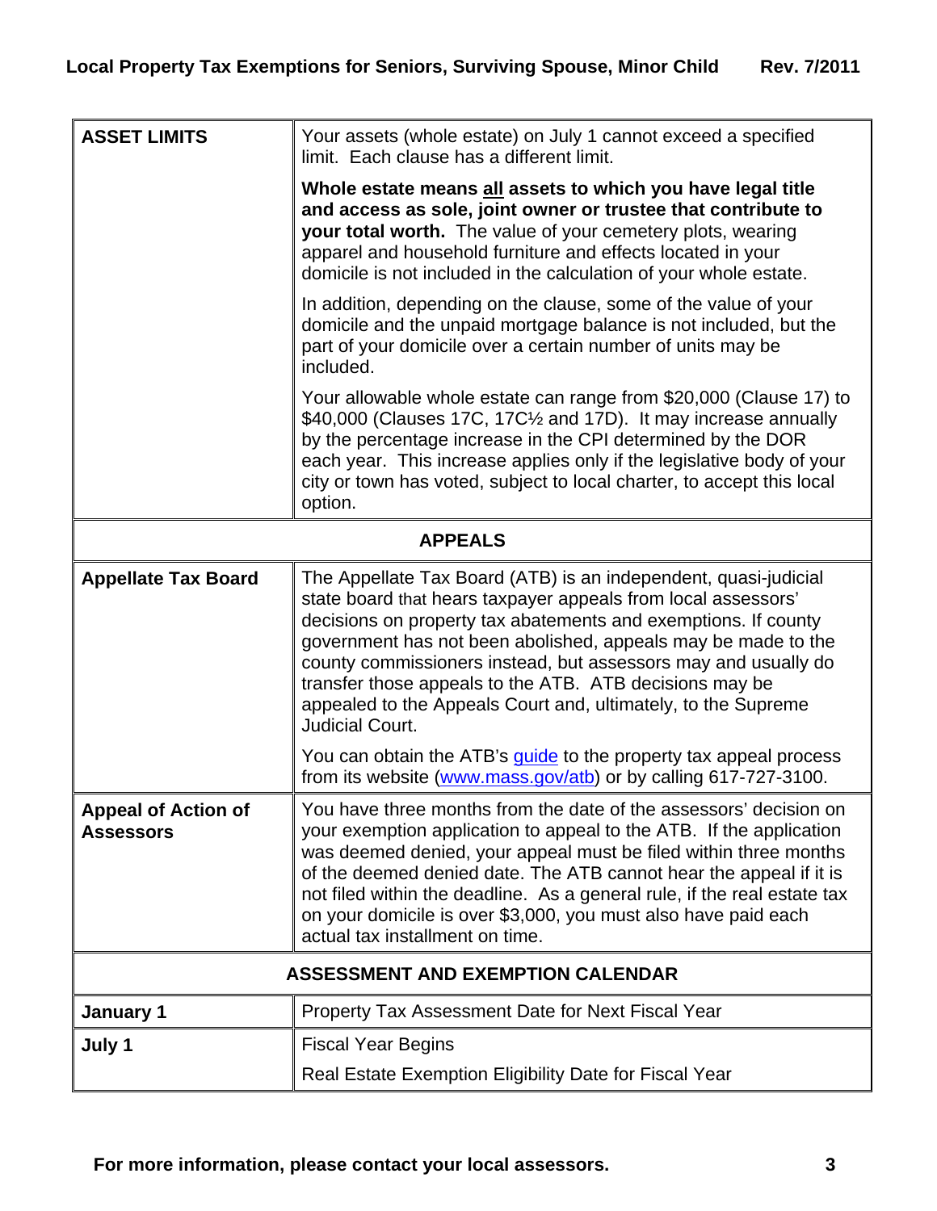| | |
|---|---|
| **ASSET LIMITS** | Your assets (whole estate) on July 1 cannot exceed a specified limit. Each clause has a different limit.<br><br>**Whole estate means <u>all</u> assets to which you have legal title and access as sole, joint owner or trustee that contribute to your total worth.** The value of your cemetery plots, wearing apparel and household furniture and effects located in your domicile is not included in the calculation of your whole estate.<br><br>In addition, depending on the clause, some of the value of your domicile and the unpaid mortgage balance is not included, but the part of your domicile over a certain number of units may be included.<br><br>Your allowable whole estate can range from $20,000 (Clause 17) to $40,000 (Clauses 17C, 17C½ and 17D). It may increase annually by the percentage increase in the CPI determined by the DOR each year. This increase applies only if the legislative body of your city or town has voted, subject to local charter, to accept this local option. |
| **APPEALS** | |
| **Appellate Tax Board** | The Appellate Tax Board (ATB) is an independent, quasi-judicial state board that hears taxpayer appeals from local assessors' decisions on property tax abatements and exemptions. If county government has not been abolished, appeals may be made to the county commissioners instead, but assessors may and usually do transfer those appeals to the ATB. ATB decisions may be appealed to the Appeals Court and, ultimately, to the Supreme Judicial Court.<br><br>You can obtain the ATB's guide to the property tax appeal process from its website (www.mass.gov/atb) or by calling 617-727-3100. |
| **Appeal of Action of Assessors** | You have three months from the date of the assessors' decision on your exemption application to appeal to the ATB. If the application was deemed denied, your appeal must be filed within three months of the deemed denied date. The ATB cannot hear the appeal if it is not filed within the deadline. As a general rule, if the real estate tax on your domicile is over $3,000, you must also have paid each actual tax installment on time. |
| **ASSESSMENT AND EXEMPTION CALENDAR** | |
| **January 1** | Property Tax Assessment Date for Next Fiscal Year |
| **July 1** | Fiscal Year Begins<br><br>Real Estate Exemption Eligibility Date for Fiscal Year |

**For more information, please contact your local assessors.**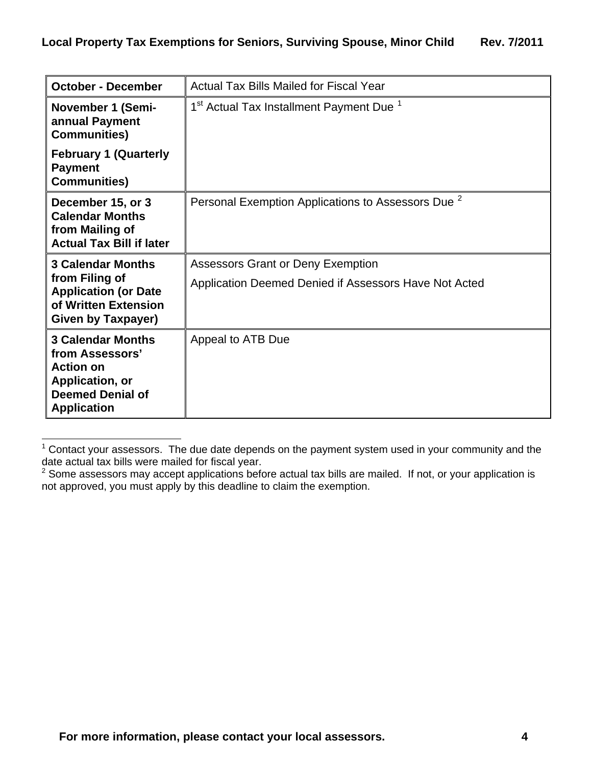| | |
|---|---|
| **October - December** | Actual Tax Bills Mailed for Fiscal Year |
| **November 1 (Semi-annual Payment Communities)**<br>**February 1 (Quarterly Payment Communities)** | 1st Actual Tax Installment Payment Due [1] |
| **December 15, or 3 Calendar Months from Mailing of Actual Tax Bill if later** | Personal Exemption Applications to Assessors Due [2] |
| **3 Calendar Months from Filing of Application (or Date of Written Extension Given by Taxpayer)** | Assessors Grant or Deny Exemption<br>Application Deemed Denied if Assessors Have Not Acted |
| **3 Calendar Months from Assessors' Action on Application, or Deemed Denial of Application** | Appeal to ATB Due |

[1] Contact your assessors. The due date depends on the payment system used in your community and the date actual tax bills were mailed for fiscal year.

[2] Some assessors may accept applications before actual tax bills are mailed. If not, or your application is not approved, you must apply by this deadline to claim the exemption.

**For more information, please contact your local assessors.**